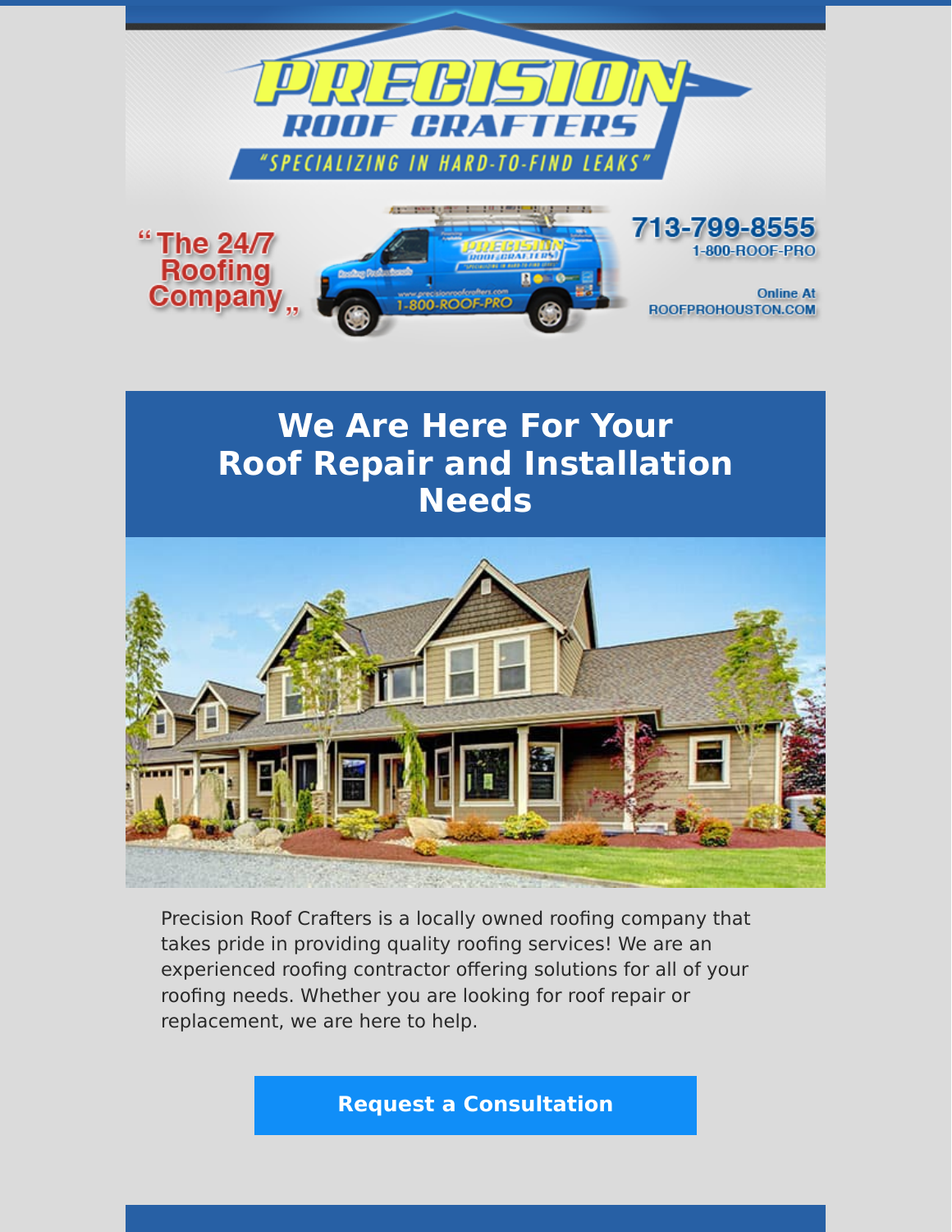# PRECISION ROOF CRAFTERS

"SPECIALIZING IN HARD-TO-FIND LEAKS"

"The 24/7 Roofing Company"

713-799-8555

1-800-ROOF-PRO

Online At ROOFPROHOUSTON.COM

## We Are Here For Your Roof Repair and Installation Needs

Precision Roof Crafters is a locally owned roofing company that takes pride in providing quality roofing services! We are an experienced roofing contractor offering solutions for all of your roofing needs. Whether you are looking for roof repair or replacement, we are here to help.

**Request a Consultation**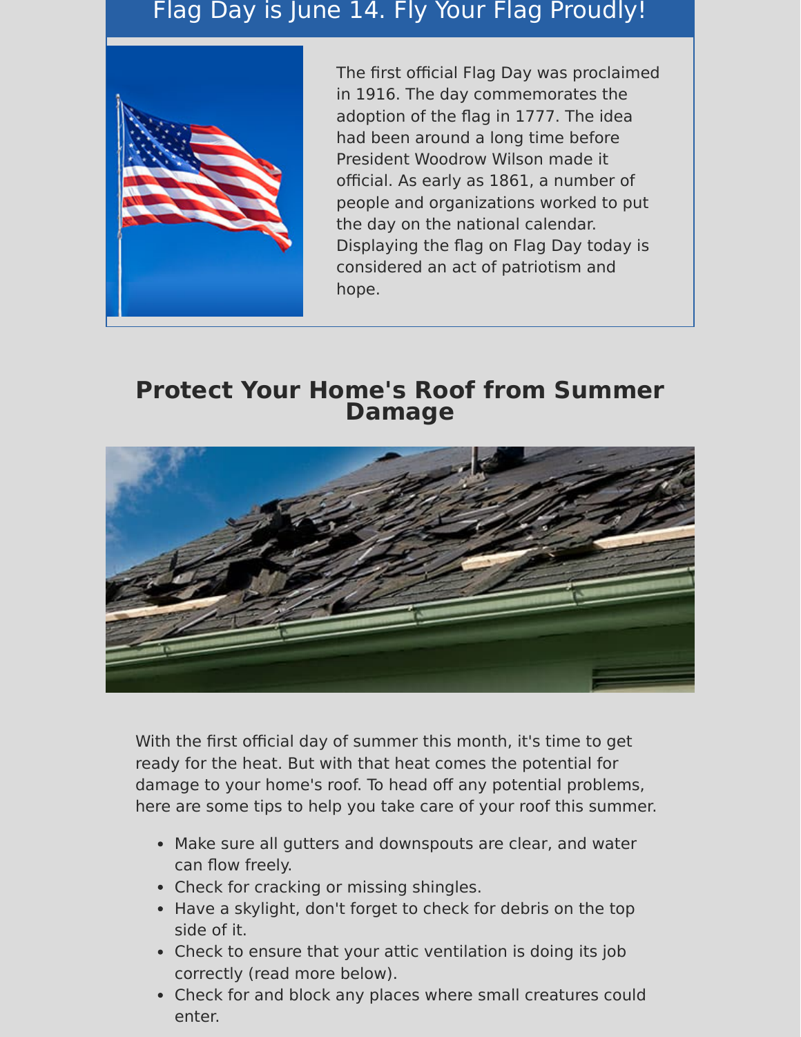## Flag Day is June 14. Fly Your Flag Proudly!

The first official Flag Day was proclaimed in 1916. The day commemorates the adoption of the flag in 1777. The idea had been around a long time before President Woodrow Wilson made it official. As early as 1861, a number of people and organizations worked to put the day on the national calendar. Displaying the flag on Flag Day today is considered an act of patriotism and hope.

## Protect Your Home's Roof from Summer Damage

With the first official day of summer this month, it's time to get ready for the heat. But with that heat comes the potential for damage to your home's roof. To head off any potential problems, here are some tips to help you take care of your roof this summer.

- Make sure all gutters and downspouts are clear, and water can flow freely.
- Check for cracking or missing shingles.
- Have a skylight, don't forget to check for debris on the top side of it.
- Check to ensure that your attic ventilation is doing its job correctly (read more below).
- Check for and block any places where small creatures could enter.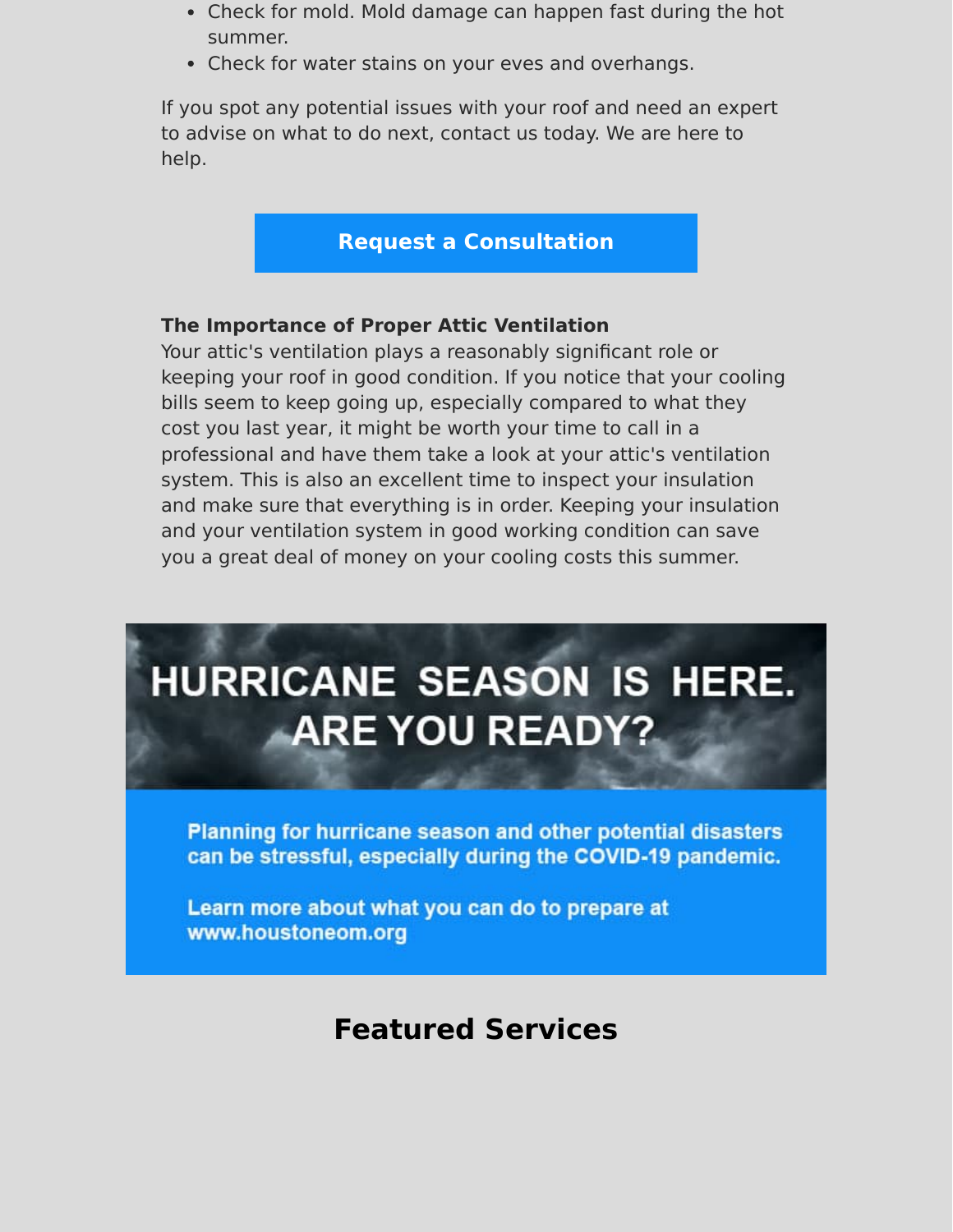- Check for mold. Mold damage can happen fast during the hot summer.
- Check for water stains on your eves and overhangs.

If you spot any potential issues with your roof and need an expert to advise on what to do next, contact us today. We are here to help.

**Request a Consultation**

**The Importance of Proper Attic Ventilation**
Your attic's ventilation plays a reasonably significant role or keeping your roof in good condition. If you notice that your cooling bills seem to keep going up, especially compared to what they cost you last year, it might be worth your time to call in a professional and have them take a look at your attic's ventilation system. This is also an excellent time to inspect your insulation and make sure that everything is in order. Keeping your insulation and your ventilation system in good working condition can save you a great deal of money on your cooling costs this summer.

**HURRICANE SEASON IS HERE. ARE YOU READY?**

**Planning for hurricane season and other potential disasters can be stressful, especially during the COVID-19 pandemic.**

**Learn more about what you can do to prepare at www.houstoneom.org**

## Featured Services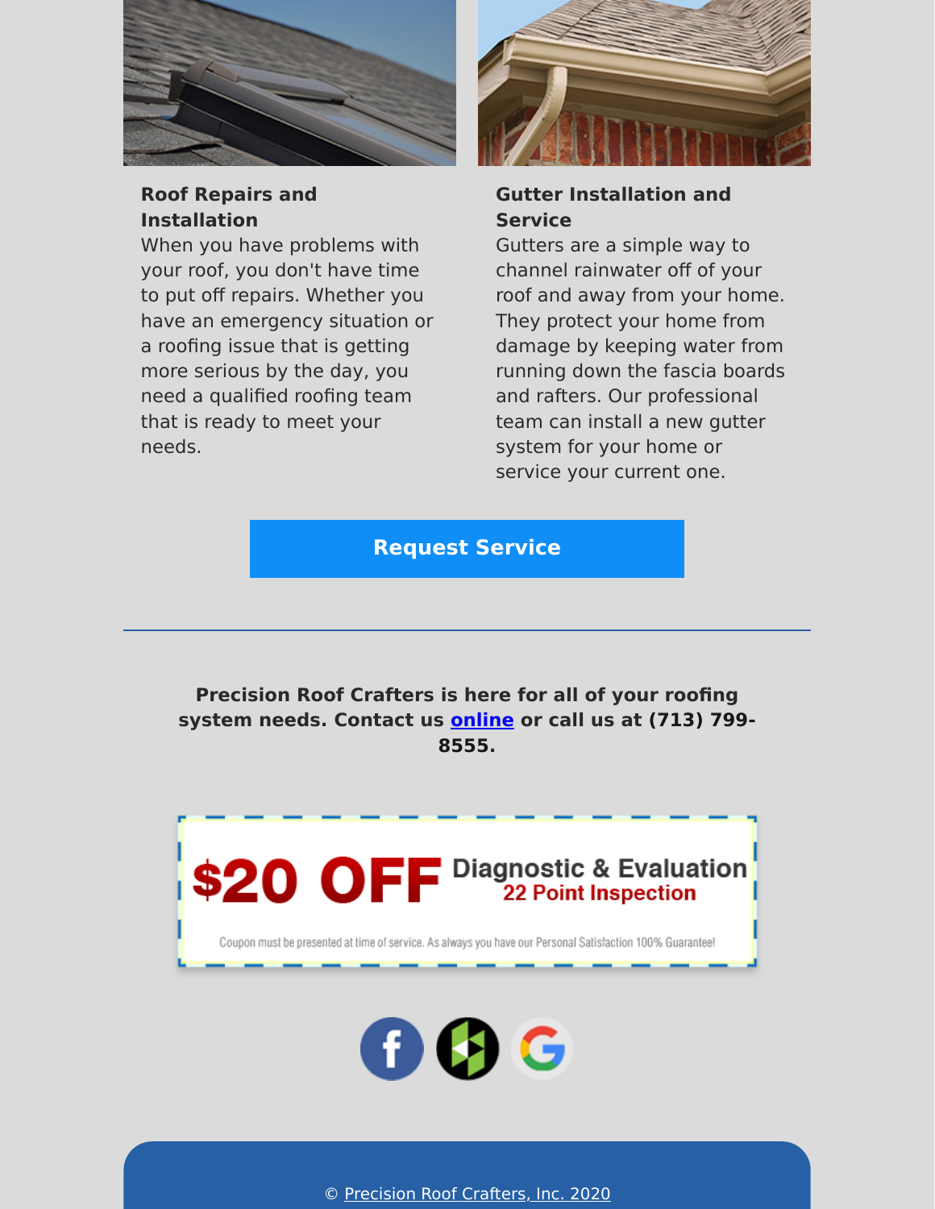**Roof Repairs and Installation**

When you have problems with your roof, you don't have time to put off repairs. Whether you have an emergency situation or a roofing issue that is getting more serious by the day, you need a qualified roofing team that is ready to meet your needs.

**Gutter Installation and Service**

Gutters are a simple way to channel rainwater off of your roof and away from your home. They protect your home from damage by keeping water from running down the fascia boards and rafters. Our professional team can install a new gutter system for your home or service your current one.

**Request Service**

---

**Precision Roof Crafters is here for all of your roofing system needs. Contact us [online] or call us at (713) 799-8555.**

**$20 OFF** Diagnostic & Evaluation **22 Point Inspection**

Coupon must be presented at time of service. As always you have our Personal Satisfaction 100% Guarantee!

© Precision Roof Crafters, Inc. 2020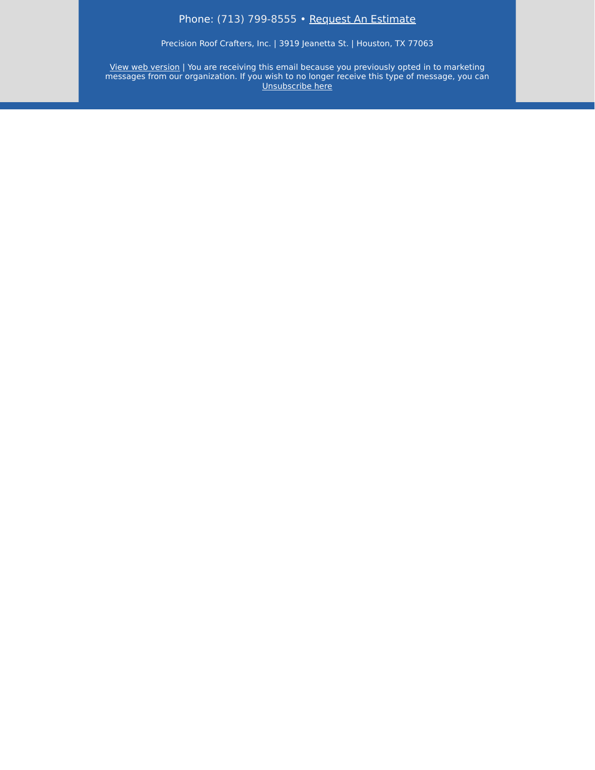Phone: (713) 799-8555 • Request An Estimate

Precision Roof Crafters, Inc. | 3919 Jeanetta St. | Houston, TX 77063

View web version | You are receiving this email because you previously opted in to marketing messages from our organization. If you wish to no longer receive this type of message, you can Unsubscribe here